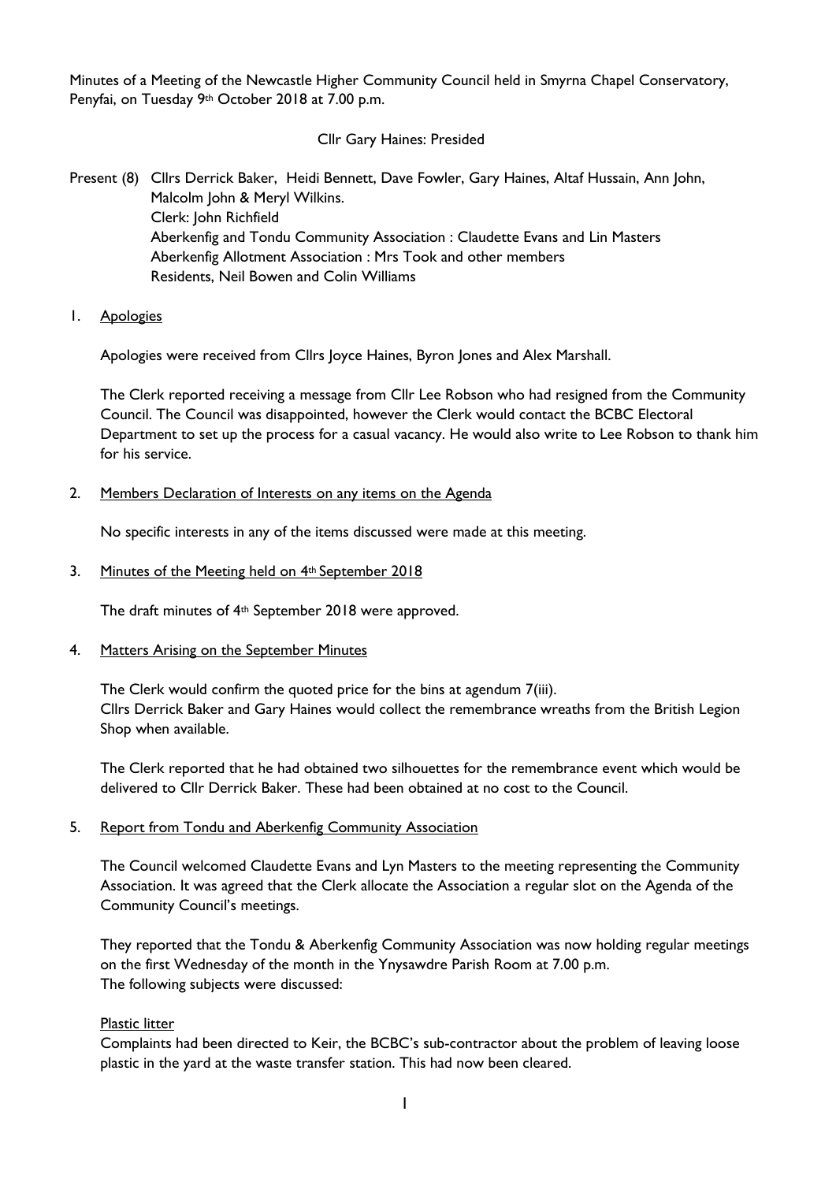Minutes of a Meeting of the Newcastle Higher Community Council held in Smyrna Chapel Conservatory, Penyfai, on Tuesday 9th October 2018 at 7.00 p.m.

Cllr Gary Haines: Presided

Present (8) Cllrs Derrick Baker, Heidi Bennett, Dave Fowler, Gary Haines, Altaf Hussain, Ann John, Malcolm John & Meryl Wilkins.
Clerk: John Richfield
Aberkenfig and Tondu Community Association : Claudette Evans and Lin Masters
Aberkenfig Allotment Association : Mrs Took and other members
Residents, Neil Bowen and Colin Williams

1. <u>Apologies</u>

Apologies were received from Cllrs Joyce Haines, Byron Jones and Alex Marshall.

The Clerk reported receiving a message from Cllr Lee Robson who had resigned from the Community Council. The Council was disappointed, however the Clerk would contact the BCBC Electoral Department to set up the process for a casual vacancy. He would also write to Lee Robson to thank him for his service.

2. <u>Members Declaration of Interests on any items on the Agenda</u>

No specific interests in any of the items discussed were made at this meeting.

3. <u>Minutes of the Meeting held on 4th September 2018</u>

The draft minutes of 4th September 2018 were approved.

4. <u>Matters Arising on the September Minutes</u>

The Clerk would confirm the quoted price for the bins at agendum 7(iii).
Cllrs Derrick Baker and Gary Haines would collect the remembrance wreaths from the British Legion Shop when available.

The Clerk reported that he had obtained two silhouettes for the remembrance event which would be delivered to Cllr Derrick Baker. These had been obtained at no cost to the Council.

5. <u>Report from Tondu and Aberkenfig Community Association</u>

The Council welcomed Claudette Evans and Lyn Masters to the meeting representing the Community Association. It was agreed that the Clerk allocate the Association a regular slot on the Agenda of the Community Council's meetings.

They reported that the Tondu & Aberkenfig Community Association was now holding regular meetings on the first Wednesday of the month in the Ynysawdre Parish Room at 7.00 p.m.
The following subjects were discussed:

<u>Plastic litter</u>
Complaints had been directed to Keir, the BCBC's sub-contractor about the problem of leaving loose plastic in the yard at the waste transfer station. This had now been cleared.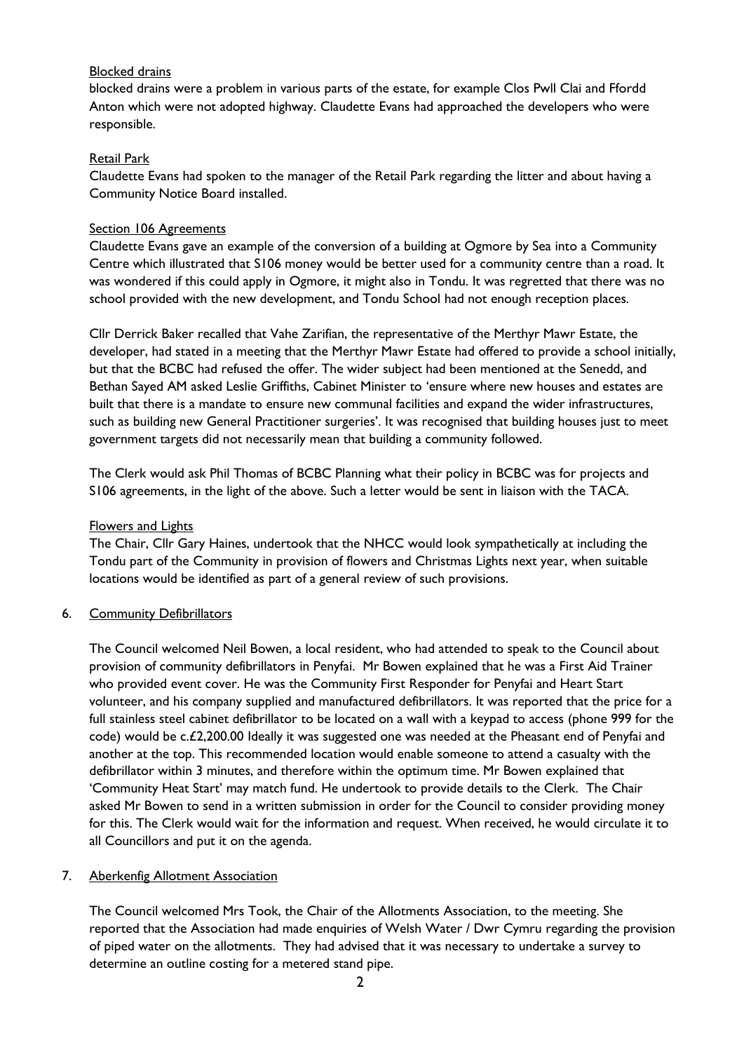Blocked drains

blocked drains were a problem in various parts of the estate, for example Clos Pwll Clai and Ffordd Anton which were not adopted highway. Claudette Evans had approached the developers who were responsible.

Retail Park

Claudette Evans had spoken to the manager of the Retail Park regarding the litter and about having a Community Notice Board installed.

Section 106 Agreements

Claudette Evans gave an example of the conversion of a building at Ogmore by Sea into a Community Centre which illustrated that S106 money would be better used for a community centre than a road. It was wondered if this could apply in Ogmore, it might also in Tondu. It was regretted that there was no school provided with the new development, and Tondu School had not enough reception places.

Cllr Derrick Baker recalled that Vahe Zarifian, the representative of the Merthyr Mawr Estate, the developer, had stated in a meeting that the Merthyr Mawr Estate had offered to provide a school initially, but that the BCBC had refused the offer. The wider subject had been mentioned at the Senedd, and Bethan Sayed AM asked Leslie Griffiths, Cabinet Minister to 'ensure where new houses and estates are built that there is a mandate to ensure new communal facilities and expand the wider infrastructures, such as building new General Practitioner surgeries'. It was recognised that building houses just to meet government targets did not necessarily mean that building a community followed.

The Clerk would ask Phil Thomas of BCBC Planning what their policy in BCBC was for projects and S106 agreements, in the light of the above. Such a letter would be sent in liaison with the TACA.

Flowers and Lights

The Chair, Cllr Gary Haines, undertook that the NHCC would look sympathetically at including the Tondu part of the Community in provision of flowers and Christmas Lights next year, when suitable locations would be identified as part of a general review of such provisions.

6. Community Defibrillators

The Council welcomed Neil Bowen, a local resident, who had attended to speak to the Council about provision of community defibrillators in Penyfai. Mr Bowen explained that he was a First Aid Trainer who provided event cover. He was the Community First Responder for Penyfai and Heart Start volunteer, and his company supplied and manufactured defibrillators. It was reported that the price for a full stainless steel cabinet defibrillator to be located on a wall with a keypad to access (phone 999 for the code) would be c.£2,200.00 Ideally it was suggested one was needed at the Pheasant end of Penyfai and another at the top. This recommended location would enable someone to attend a casualty with the defibrillator within 3 minutes, and therefore within the optimum time. Mr Bowen explained that 'Community Heat Start' may match fund. He undertook to provide details to the Clerk. The Chair asked Mr Bowen to send in a written submission in order for the Council to consider providing money for this. The Clerk would wait for the information and request. When received, he would circulate it to all Councillors and put it on the agenda.

7. Aberkenfig Allotment Association

The Council welcomed Mrs Took, the Chair of the Allotments Association, to the meeting. She reported that the Association had made enquiries of Welsh Water / Dwr Cymru regarding the provision of piped water on the allotments. They had advised that it was necessary to undertake a survey to determine an outline costing for a metered stand pipe.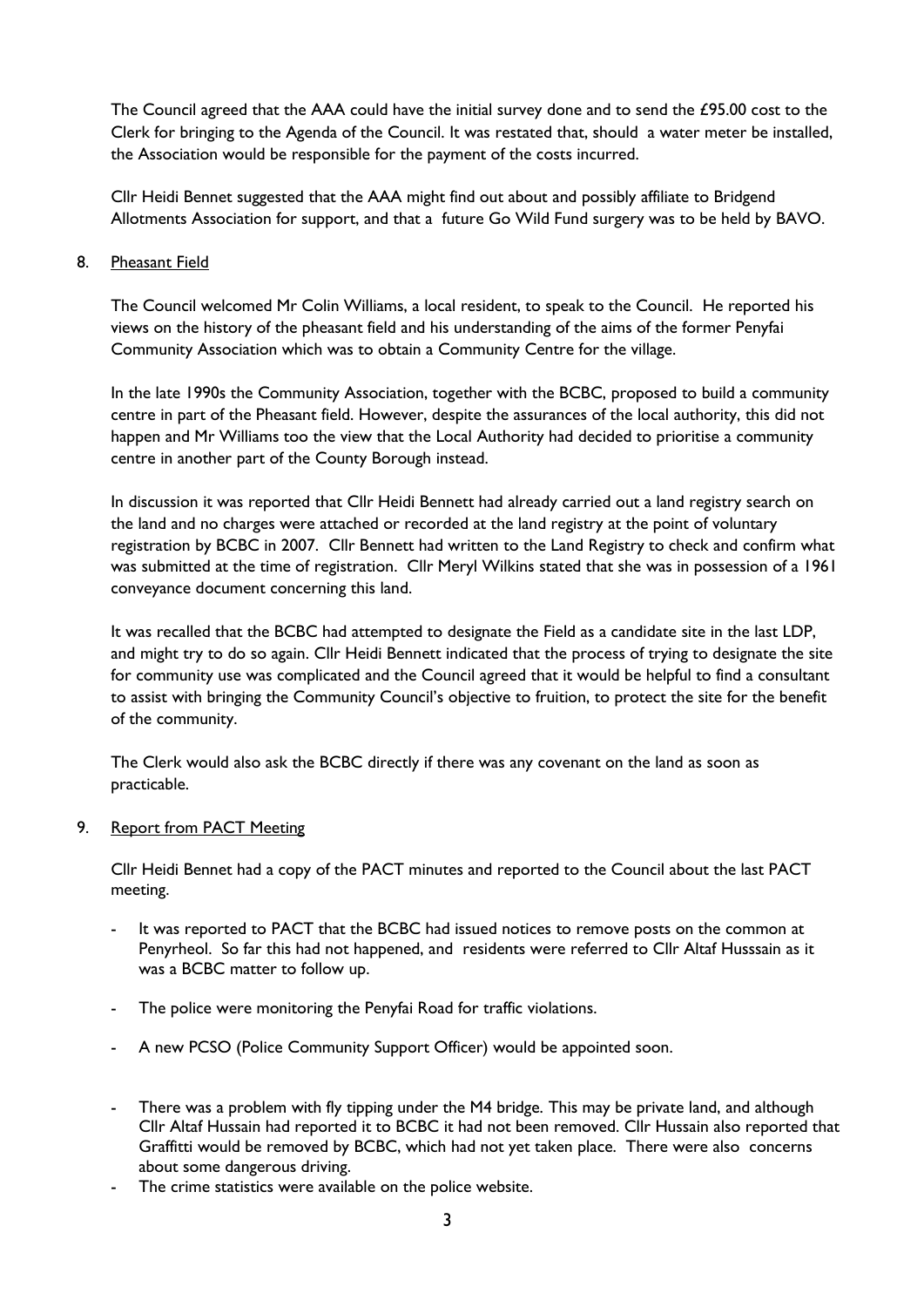The Council agreed that the AAA could have the initial survey done and to send the £95.00 cost to the Clerk for bringing to the Agenda of the Council. It was restated that, should a water meter be installed, the Association would be responsible for the payment of the costs incurred.

Cllr Heidi Bennet suggested that the AAA might find out about and possibly affiliate to Bridgend Allotments Association for support, and that a future Go Wild Fund surgery was to be held by BAVO.

8. Pheasant Field

The Council welcomed Mr Colin Williams, a local resident, to speak to the Council. He reported his views on the history of the pheasant field and his understanding of the aims of the former Penyfai Community Association which was to obtain a Community Centre for the village.

In the late 1990s the Community Association, together with the BCBC, proposed to build a community centre in part of the Pheasant field. However, despite the assurances of the local authority, this did not happen and Mr Williams too the view that the Local Authority had decided to prioritise a community centre in another part of the County Borough instead.

In discussion it was reported that Cllr Heidi Bennett had already carried out a land registry search on the land and no charges were attached or recorded at the land registry at the point of voluntary registration by BCBC in 2007. Cllr Bennett had written to the Land Registry to check and confirm what was submitted at the time of registration. Cllr Meryl Wilkins stated that she was in possession of a 1961 conveyance document concerning this land.

It was recalled that the BCBC had attempted to designate the Field as a candidate site in the last LDP, and might try to do so again. Cllr Heidi Bennett indicated that the process of trying to designate the site for community use was complicated and the Council agreed that it would be helpful to find a consultant to assist with bringing the Community Council's objective to fruition, to protect the site for the benefit of the community.

The Clerk would also ask the BCBC directly if there was any covenant on the land as soon as practicable.

9. Report from PACT Meeting

Cllr Heidi Bennet had a copy of the PACT minutes and reported to the Council about the last PACT meeting.

- It was reported to PACT that the BCBC had issued notices to remove posts on the common at Penyrheol. So far this had not happened, and residents were referred to Cllr Altaf Husssain as it was a BCBC matter to follow up.

- The police were monitoring the Penyfai Road for traffic violations.

- A new PCSO (Police Community Support Officer) would be appointed soon.

- There was a problem with fly tipping under the M4 bridge. This may be private land, and although Cllr Altaf Hussain had reported it to BCBC it had not been removed. Cllr Hussain also reported that Graffitti would be removed by BCBC, which had not yet taken place. There were also concerns about some dangerous driving.
- The crime statistics were available on the police website.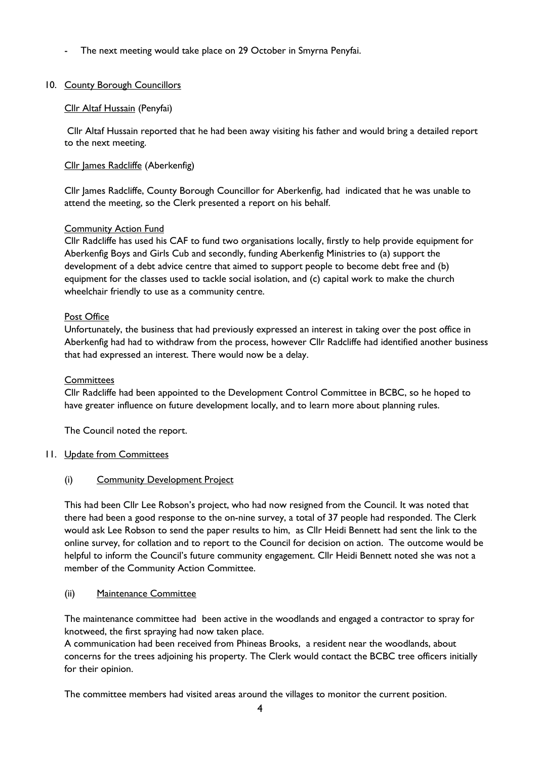- The next meeting would take place on 29 October in Smyrna Penyfai.

10. County Borough Councillors

Cllr Altaf Hussain (Penyfai)

Cllr Altaf Hussain reported that he had been away visiting his father and would bring a detailed report to the next meeting.

Cllr James Radcliffe (Aberkenfig)

Cllr James Radcliffe, County Borough Councillor for Aberkenfig, had indicated that he was unable to attend the meeting, so the Clerk presented a report on his behalf.

Community Action Fund

Cllr Radcliffe has used his CAF to fund two organisations locally, firstly to help provide equipment for Aberkenfig Boys and Girls Cub and secondly, funding Aberkenfig Ministries to (a) support the development of a debt advice centre that aimed to support people to become debt free and (b) equipment for the classes used to tackle social isolation, and (c) capital work to make the church wheelchair friendly to use as a community centre.

Post Office

Unfortunately, the business that had previously expressed an interest in taking over the post office in Aberkenfig had had to withdraw from the process, however Cllr Radcliffe had identified another business that had expressed an interest. There would now be a delay.

Committees

Cllr Radcliffe had been appointed to the Development Control Committee in BCBC, so he hoped to have greater influence on future development locally, and to learn more about planning rules.

The Council noted the report.

11. Update from Committees

(i) Community Development Project

This had been Cllr Lee Robson's project, who had now resigned from the Council. It was noted that there had been a good response to the on-nine survey, a total of 37 people had responded. The Clerk would ask Lee Robson to send the paper results to him, as Cllr Heidi Bennett had sent the link to the online survey, for collation and to report to the Council for decision on action. The outcome would be helpful to inform the Council's future community engagement. Cllr Heidi Bennett noted she was not a member of the Community Action Committee.

(ii) Maintenance Committee

The maintenance committee had been active in the woodlands and engaged a contractor to spray for knotweed, the first spraying had now taken place.
A communication had been received from Phineas Brooks, a resident near the woodlands, about concerns for the trees adjoining his property. The Clerk would contact the BCBC tree officers initially for their opinion.

The committee members had visited areas around the villages to monitor the current position.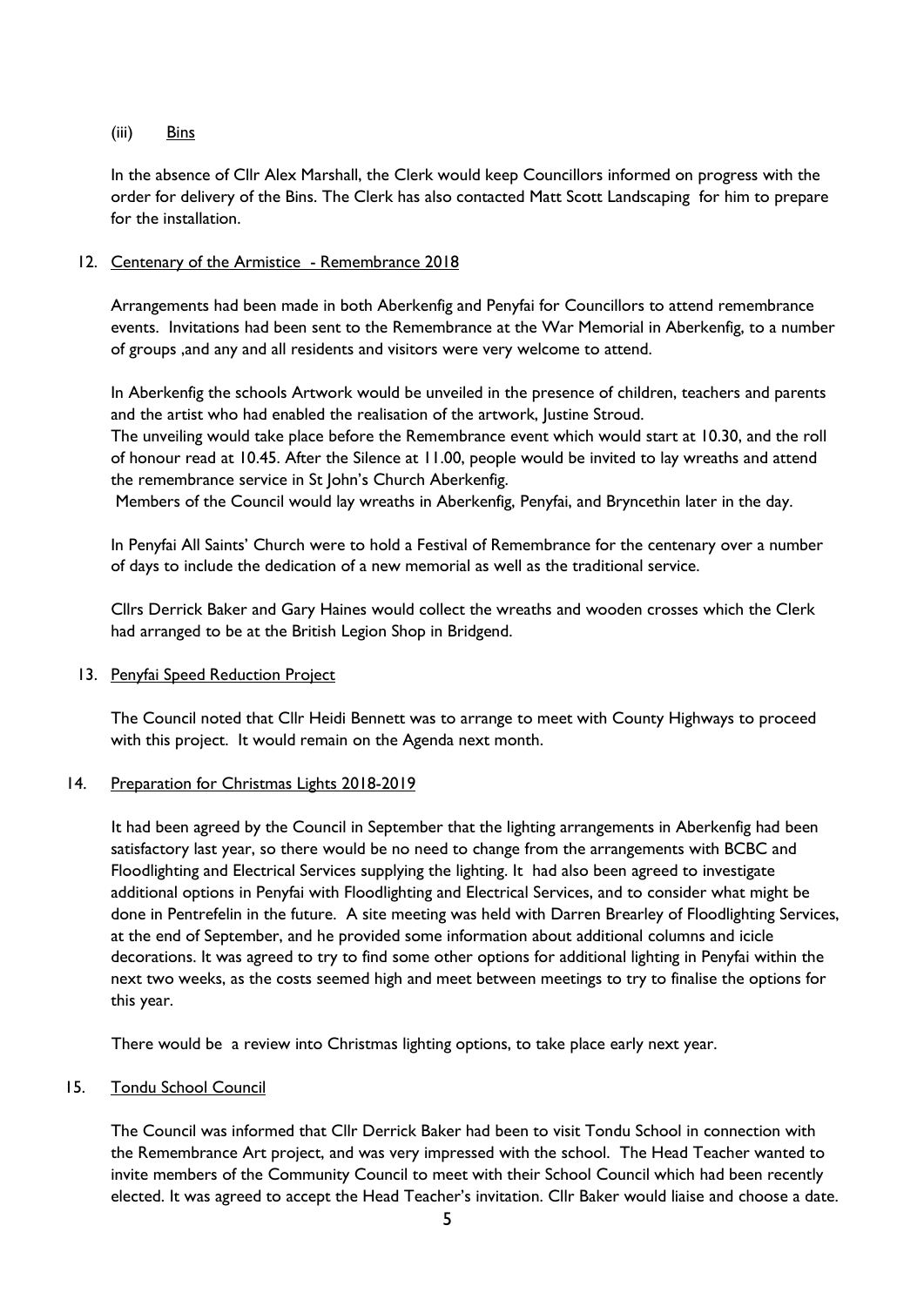(iii) Bins

In the absence of Cllr Alex Marshall, the Clerk would keep Councillors informed on progress with the order for delivery of the Bins. The Clerk has also contacted Matt Scott Landscaping for him to prepare for the installation.

12. Centenary of the Armistice - Remembrance 2018

Arrangements had been made in both Aberkenfig and Penyfai for Councillors to attend remembrance events. Invitations had been sent to the Remembrance at the War Memorial in Aberkenfig, to a number of groups ,and any and all residents and visitors were very welcome to attend.

In Aberkenfig the schools Artwork would be unveiled in the presence of children, teachers and parents and the artist who had enabled the realisation of the artwork, Justine Stroud.
The unveiling would take place before the Remembrance event which would start at 10.30, and the roll of honour read at 10.45. After the Silence at 11.00, people would be invited to lay wreaths and attend the remembrance service in St John's Church Aberkenfig.
Members of the Council would lay wreaths in Aberkenfig, Penyfai, and Bryncethin later in the day.

In Penyfai All Saints' Church were to hold a Festival of Remembrance for the centenary over a number of days to include the dedication of a new memorial as well as the traditional service.

Cllrs Derrick Baker and Gary Haines would collect the wreaths and wooden crosses which the Clerk had arranged to be at the British Legion Shop in Bridgend.

13. Penyfai Speed Reduction Project

The Council noted that Cllr Heidi Bennett was to arrange to meet with County Highways to proceed with this project. It would remain on the Agenda next month.

14. Preparation for Christmas Lights 2018-2019

It had been agreed by the Council in September that the lighting arrangements in Aberkenfig had been satisfactory last year, so there would be no need to change from the arrangements with BCBC and Floodlighting and Electrical Services supplying the lighting. It had also been agreed to investigate additional options in Penyfai with Floodlighting and Electrical Services, and to consider what might be done in Pentrefelin in the future. A site meeting was held with Darren Brearley of Floodlighting Services, at the end of September, and he provided some information about additional columns and icicle decorations. It was agreed to try to find some other options for additional lighting in Penyfai within the next two weeks, as the costs seemed high and meet between meetings to try to finalise the options for this year.

There would be a review into Christmas lighting options, to take place early next year.

15. Tondu School Council

The Council was informed that Cllr Derrick Baker had been to visit Tondu School in connection with the Remembrance Art project, and was very impressed with the school. The Head Teacher wanted to invite members of the Community Council to meet with their School Council which had been recently elected. It was agreed to accept the Head Teacher's invitation. Cllr Baker would liaise and choose a date.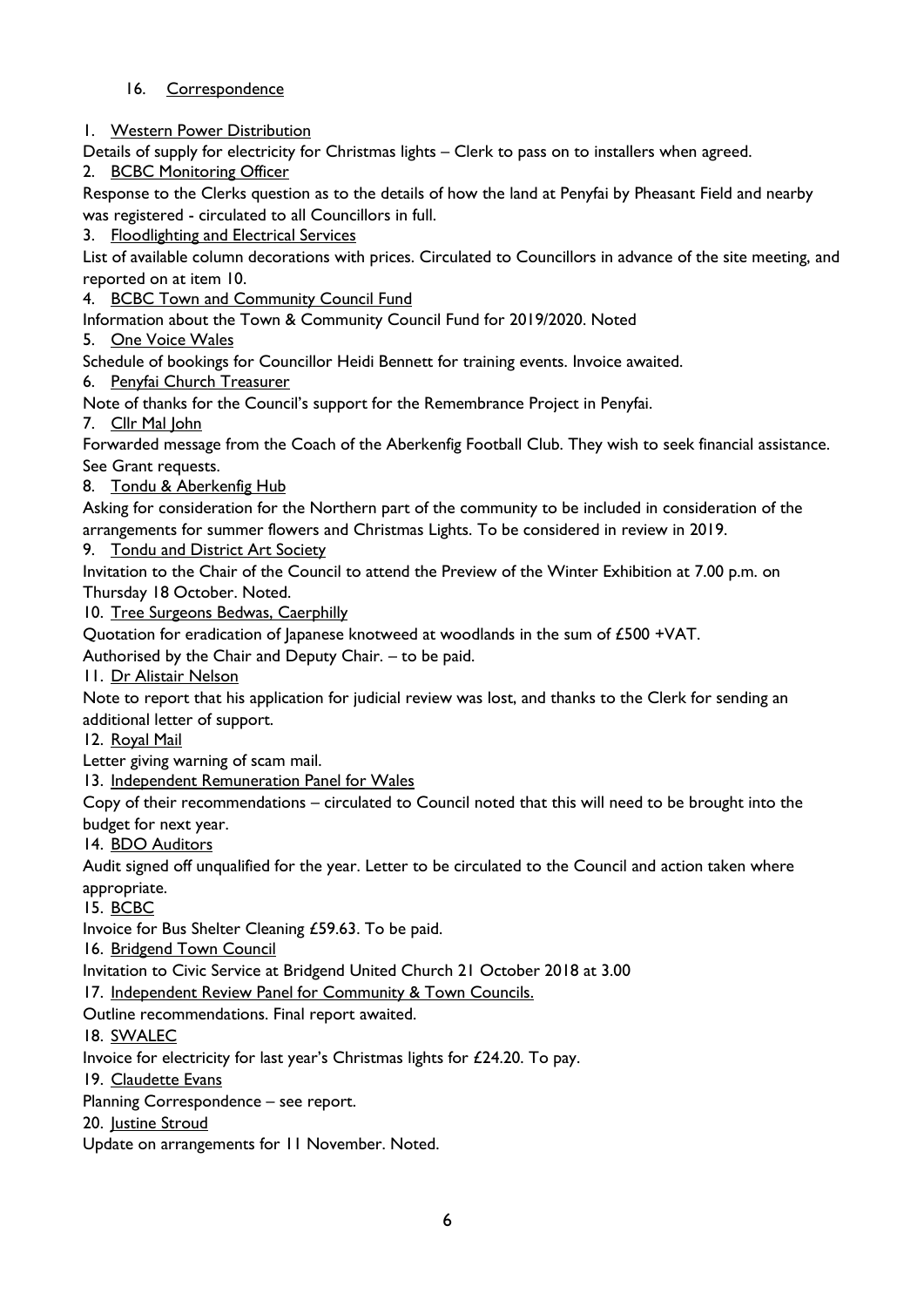## 16. Correspondence

1. Western Power Distribution

Details of supply for electricity for Christmas lights – Clerk to pass on to installers when agreed.

2. BCBC Monitoring Officer

Response to the Clerks question as to the details of how the land at Penyfai by Pheasant Field and nearby was registered - circulated to all Councillors in full.

3. Floodlighting and Electrical Services

List of available column decorations with prices. Circulated to Councillors in advance of the site meeting, and reported on at item 10.

4. BCBC Town and Community Council Fund

Information about the Town & Community Council Fund for 2019/2020. Noted

5. One Voice Wales

Schedule of bookings for Councillor Heidi Bennett for training events. Invoice awaited.

6. Penyfai Church Treasurer

Note of thanks for the Council's support for the Remembrance Project in Penyfai.

7. Cllr Mal John

Forwarded message from the Coach of the Aberkenfig Football Club. They wish to seek financial assistance. See Grant requests.

8. Tondu & Aberkenfig Hub

Asking for consideration for the Northern part of the community to be included in consideration of the arrangements for summer flowers and Christmas Lights. To be considered in review in 2019.

9. Tondu and District Art Society

Invitation to the Chair of the Council to attend the Preview of the Winter Exhibition at 7.00 p.m. on Thursday 18 October. Noted.

10. Tree Surgeons Bedwas, Caerphilly

Quotation for eradication of Japanese knotweed at woodlands in the sum of £500 +VAT.
Authorised by the Chair and Deputy Chair. – to be paid.

11. Dr Alistair Nelson

Note to report that his application for judicial review was lost, and thanks to the Clerk for sending an additional letter of support.

12. Royal Mail

Letter giving warning of scam mail.

13. Independent Remuneration Panel for Wales

Copy of their recommendations – circulated to Council noted that this will need to be brought into the budget for next year.

14. BDO Auditors

Audit signed off unqualified for the year. Letter to be circulated to the Council and action taken where appropriate.

15. BCBC

Invoice for Bus Shelter Cleaning £59.63. To be paid.

16. Bridgend Town Council

Invitation to Civic Service at Bridgend United Church 21 October 2018 at 3.00

17. Independent Review Panel for Community & Town Councils.

Outline recommendations. Final report awaited.

18. SWALEC

Invoice for electricity for last year's Christmas lights for £24.20. To pay.

19. Claudette Evans

Planning Correspondence – see report.

20. Justine Stroud

Update on arrangements for 11 November. Noted.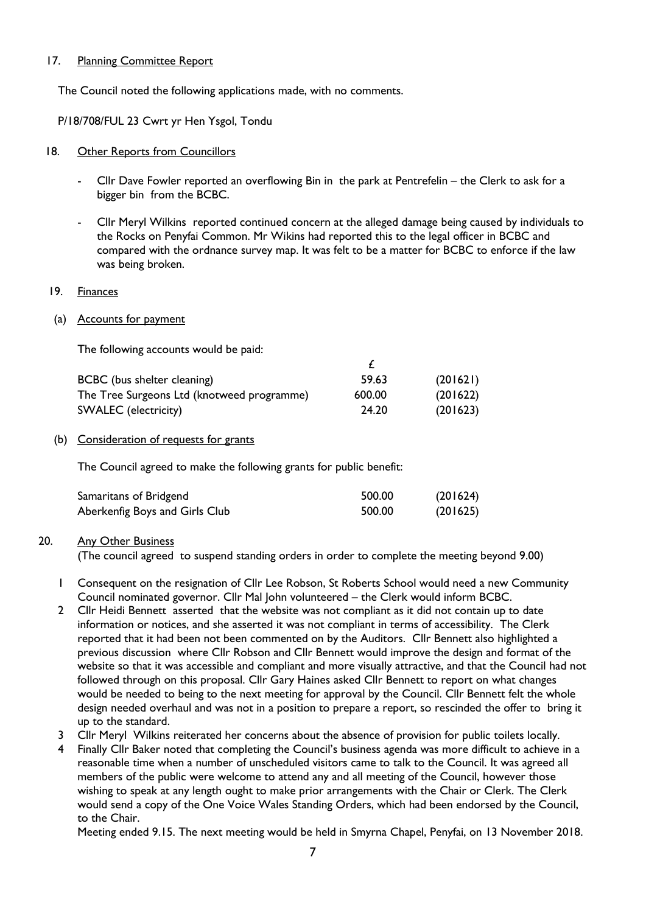17. Planning Committee Report

The Council noted the following applications made, with no comments.

P/18/708/FUL 23 Cwrt yr Hen Ysgol, Tondu

18. Other Reports from Councillors

- Cllr Dave Fowler reported an overflowing Bin in the park at Pentrefelin – the Clerk to ask for a bigger bin from the BCBC.
- Cllr Meryl Wilkins reported continued concern at the alleged damage being caused by individuals to the Rocks on Penyfai Common. Mr Wikins had reported this to the legal officer in BCBC and compared with the ordnance survey map. It was felt to be a matter for BCBC to enforce if the law was being broken.

19. Finances

(a) Accounts for payment

The following accounts would be paid:

| | £ | |
|---|---|---|
| BCBC (bus shelter cleaning) | 59.63 | (201621) |
| The Tree Surgeons Ltd (knotweed programme) | 600.00 | (201622) |
| SWALEC (electricity) | 24.20 | (201623) |

(b) Consideration of requests for grants

The Council agreed to make the following grants for public benefit:

| | | |
|---|---|---|
| Samaritans of Bridgend | 500.00 | (201624) |
| Aberkenfig Boys and Girls Club | 500.00 | (201625) |

20. Any Other Business

(The council agreed to suspend standing orders in order to complete the meeting beyond 9.00)

1 Consequent on the resignation of Cllr Lee Robson, St Roberts School would need a new Community Council nominated governor. Cllr Mal John volunteered – the Clerk would inform BCBC.

2 Cllr Heidi Bennett asserted that the website was not compliant as it did not contain up to date information or notices, and she asserted it was not compliant in terms of accessibility. The Clerk reported that it had been not been commented on by the Auditors. Cllr Bennett also highlighted a previous discussion where Cllr Robson and Cllr Bennett would improve the design and format of the website so that it was accessible and compliant and more visually attractive, and that the Council had not followed through on this proposal. Cllr Gary Haines asked Cllr Bennett to report on what changes would be needed to being to the next meeting for approval by the Council. Cllr Bennett felt the whole design needed overhaul and was not in a position to prepare a report, so rescinded the offer to bring it up to the standard.

3 Cllr Meryl Wilkins reiterated her concerns about the absence of provision for public toilets locally.

4 Finally Cllr Baker noted that completing the Council's business agenda was more difficult to achieve in a reasonable time when a number of unscheduled visitors came to talk to the Council. It was agreed all members of the public were welcome to attend any and all meeting of the Council, however those wishing to speak at any length ought to make prior arrangements with the Chair or Clerk. The Clerk would send a copy of the One Voice Wales Standing Orders, which had been endorsed by the Council, to the Chair.

Meeting ended 9.15. The next meeting would be held in Smyrna Chapel, Penyfai, on 13 November 2018.